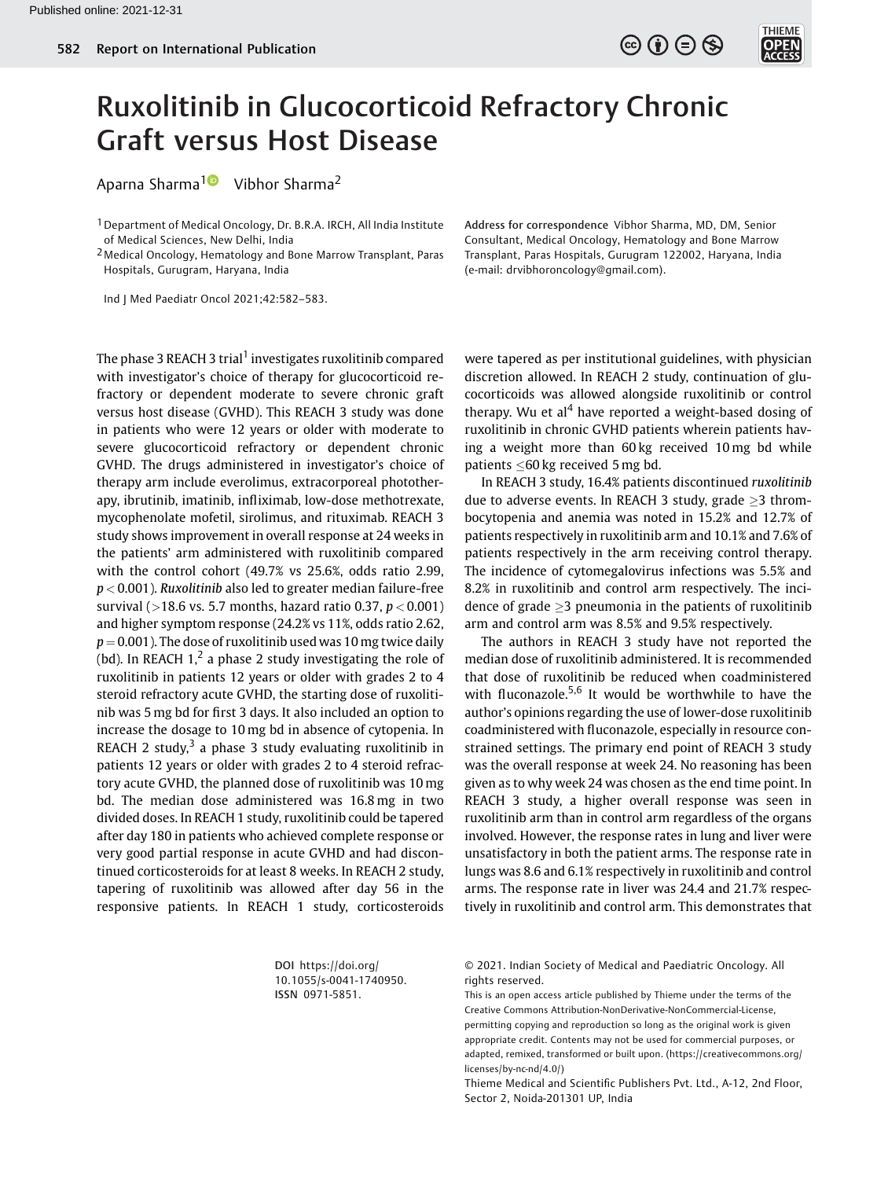# Ruxolitinib in Glucocorticoid Refractory Chronic Graft versus Host Disease

Aparna Sharma[1] Vibhor Sharma[2]

[1] Department of Medical Oncology, Dr. B.R.A. IRCH, All India Institute of Medical Sciences, New Delhi, India

[2] Medical Oncology, Hematology and Bone Marrow Transplant, Paras Hospitals, Gurugram, Haryana, India

Ind J Med Paediatr Oncol 2021;42:582–583.

**Address for correspondence** Vibhor Sharma, MD, DM, Senior Consultant, Medical Oncology, Hematology and Bone Marrow Transplant, Paras Hospitals, Gurugram 122002, Haryana, India (e-mail: drvibhoroncology@gmail.com).

The phase 3 REACH 3 trial[1] investigates ruxolitinib compared with investigator's choice of therapy for glucocorticoid refractory or dependent moderate to severe chronic graft versus host disease (GVHD). This REACH 3 study was done in patients who were 12 years or older with moderate to severe glucocorticoid refractory or dependent chronic GVHD. The drugs administered in investigator's choice of therapy arm include everolimus, extracorporeal photopheresis, ibrutinib, imatinib, infliximab, low-dose methotrexate, mycophenolate mofetil, sirolimus, and rituximab. REACH 3 study shows improvement in overall response at 24 weeks in the patients' arm administered with ruxolitinib compared with the control cohort (49.7% vs 25.6%, odds ratio 2.99, $p < 0.001$). *Ruxolitinib* also led to greater median failure-free survival (>18.6 vs. 5.7 months, hazard ratio 0.37, $p < 0.001$) and higher symptom response (24.2% vs 11%, odds ratio 2.62, $p = 0.001$). The dose of ruxolitinib used was 10 mg twice daily (bd). In REACH 1,[2] a phase 2 study investigating the role of ruxolitinib in patients 12 years or older with grades 2 to 4 steroid refractory acute GVHD, the starting dose of ruxolitinib was 5 mg bd for first 3 days. It also included an option to increase the dosage to 10 mg bd in absence of cytopenia. In REACH 2 study,[3] a phase 3 study evaluating ruxolitinib in patients 12 years or older with grades 2 to 4 steroid refractory acute GVHD, the planned dose of ruxolitinib was 10 mg bd. The median dose administered was 16.8 mg in two divided doses. In REACH 1 study, ruxolitinib could be tapered after day 180 in patients who achieved complete response or very good partial response in acute GVHD and had discontinued corticosteroids for at least 8 weeks. In REACH 2 study, tapering of ruxolitinib was allowed after day 56 in the responsive patients. In REACH 1 study, corticosteroids were tapered as per institutional guidelines, with physician discretion allowed. In REACH 2 study, continuation of glucocorticoids was allowed alongside ruxolitinib or control therapy. Wu et al[4] have reported a weight-based dosing of ruxolitinib in chronic GVHD patients wherein patients having a weight more than 60 kg received 10 mg bd while patients ≤60 kg received 5 mg bd.

In REACH 3 study, 16.4% patients discontinued *ruxolitinib* due to adverse events. In REACH 3 study, grade ≥3 thrombocytopenia and anemia was noted in 15.2% and 12.7% of patients respectively in ruxolitinib arm and 10.1% and 7.6% of patients respectively in the arm receiving control therapy. The incidence of cytomegalovirus infections was 5.5% and 8.2% in ruxolitinib and control arm respectively. The incidence of grade ≥3 pneumonia in the patients of ruxolitinib arm and control arm was 8.5% and 9.5% respectively.

The authors in REACH 3 study have not reported the median dose of ruxolitinib administered. It is recommended that dose of ruxolitinib be reduced when coadministered with fluconazole.[5,6] It would be worthwhile to have the author's opinions regarding the use of lower-dose ruxolitinib coadministered with fluconazole, especially in resource constrained settings. The primary end point of REACH 3 study was the overall response at week 24. No reasoning has been given as to why week 24 was chosen as the end time point. In REACH 3 study, a higher overall response was seen in ruxolitinib arm than in control arm regardless of the organs involved. However, the response rates in lung and liver were unsatisfactory in both the patient arms. The response rate in lungs was 8.6 and 6.1% respectively in ruxolitinib and control arms. The response rate in liver was 24.4 and 21.7% respectively in ruxolitinib and control arm. This demonstrates that

**DOI** https://doi.org/10.1055/s-0041-1740950.
**ISSN** 0971-5851.

© 2021. Indian Society of Medical and Paediatric Oncology. All rights reserved.

This is an open access article published by Thieme under the terms of the Creative Commons Attribution-NonDerivative-NonCommercial-License, permitting copying and reproduction so long as the original work is given appropriate credit. Contents may not be used for commercial purposes, or adapted, remixed, transformed or built upon. (https://creativecommons.org/licenses/by-nc-nd/4.0/)

Thieme Medical and Scientific Publishers Pvt. Ltd., A-12, 2nd Floor, Sector 2, Noida-201301 UP, India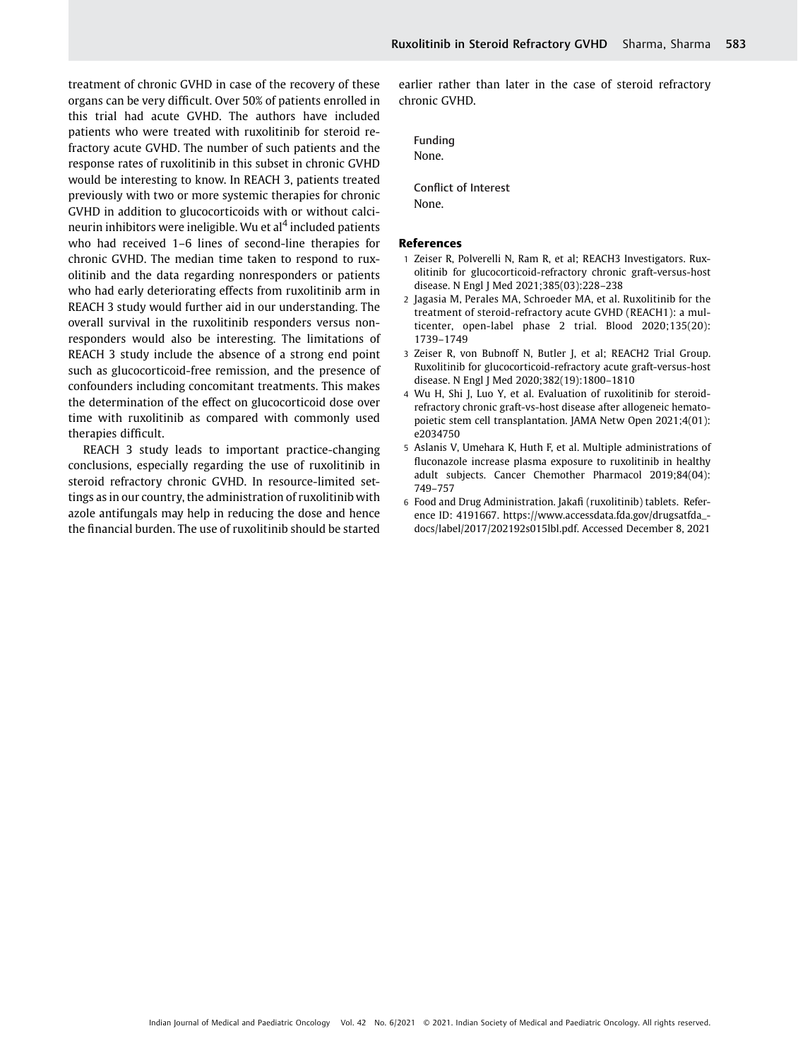treatment of chronic GVHD in case of the recovery of these organs can be very difficult. Over 50% of patients enrolled in this trial had acute GVHD. The authors have included patients who were treated with ruxolitinib for steroid refractory acute GVHD. The number of such patients and the response rates of ruxolitinib in this subset in chronic GVHD would be interesting to know. In REACH 3, patients treated previously with two or more systemic therapies for chronic GVHD in addition to glucocorticoids with or without calcineurin inhibitors were ineligible. Wu et al[4] included patients who had received 1–6 lines of second-line therapies for chronic GVHD. The median time taken to respond to ruxolitinib and the data regarding nonresponders or patients who had early deteriorating effects from ruxolitinib arm in REACH 3 study would further aid in our understanding. The overall survival in the ruxolitinib responders versus nonresponders would also be interesting. The limitations of REACH 3 study include the absence of a strong end point such as glucocorticoid-free remission, and the presence of confounders including concomitant treatments. This makes the determination of the effect on glucocorticoid dose over time with ruxolitinib as compared with commonly used therapies difficult.

REACH 3 study leads to important practice-changing conclusions, especially regarding the use of ruxolitinib in steroid refractory chronic GVHD. In resource-limited settings as in our country, the administration of ruxolitinib with azole antifungals may help in reducing the dose and hence the financial burden. The use of ruxolitinib should be started earlier rather than later in the case of steroid refractory chronic GVHD.

Funding
None.

Conflict of Interest
None.

## References

1. Zeiser R, Polverelli N, Ram R, et al; REACH3 Investigators. Ruxolitinib for glucocorticoid-refractory chronic graft-versus-host disease. N Engl J Med 2021;385(03):228–238
2. Jagasia M, Perales MA, Schroeder MA, et al. Ruxolitinib for the treatment of steroid-refractory acute GVHD (REACH1): a multicenter, open-label phase 2 trial. Blood 2020;135(20): 1739–1749
3. Zeiser R, von Bubnoff N, Butler J, et al; REACH2 Trial Group. Ruxolitinib for glucocorticoid-refractory acute graft-versus-host disease. N Engl J Med 2020;382(19):1800–1810
4. Wu H, Shi J, Luo Y, et al. Evaluation of ruxolitinib for steroid-refractory chronic graft-vs-host disease after allogeneic hematopoietic stem cell transplantation. JAMA Netw Open 2021;4(01): e2034750
5. Aslanis V, Umehara K, Huth F, et al. Multiple administrations of fluconazole increase plasma exposure to ruxolitinib in healthy adult subjects. Cancer Chemother Pharmacol 2019;84(04): 749–757
6. Food and Drug Administration. Jakafi (ruxolitinib) tablets. Reference ID: 4191667. https://www.accessdata.fda.gov/drugsatfda_docs/label/2017/202192s015lbl.pdf. Accessed December 8, 2021